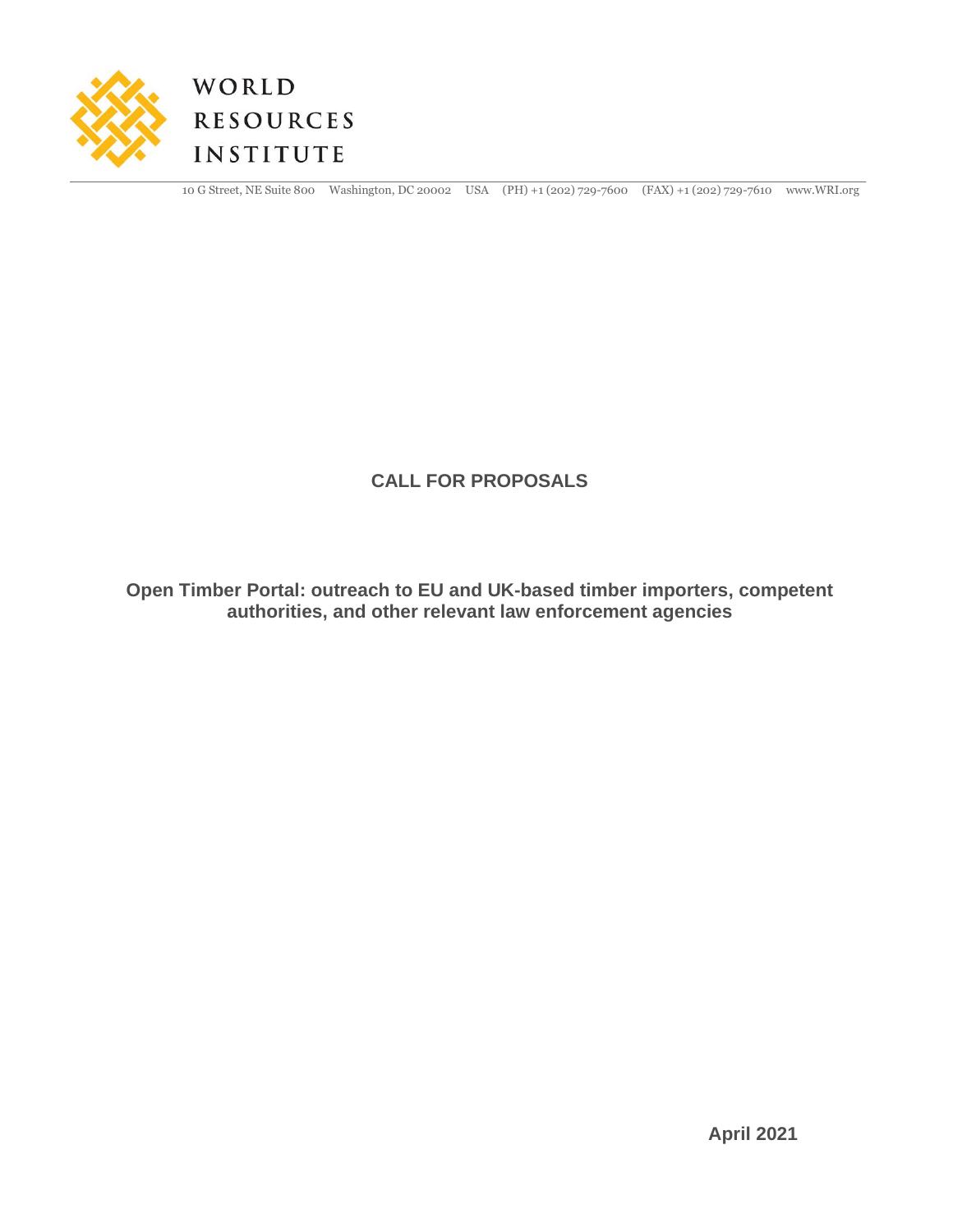WORLD RESOURCES INSTITUTE

10 G Street, NE Suite 800 Washington, DC 20002 USA (PH) +1 (202) 729-7600 (FAX) +1 (202) 729-7610 www.WRI.org

# CALL FOR PROPOSALS

## Open Timber Portal: outreach to EU and UK-based timber importers, competent authorities, and other relevant law enforcement agencies

**April 2021**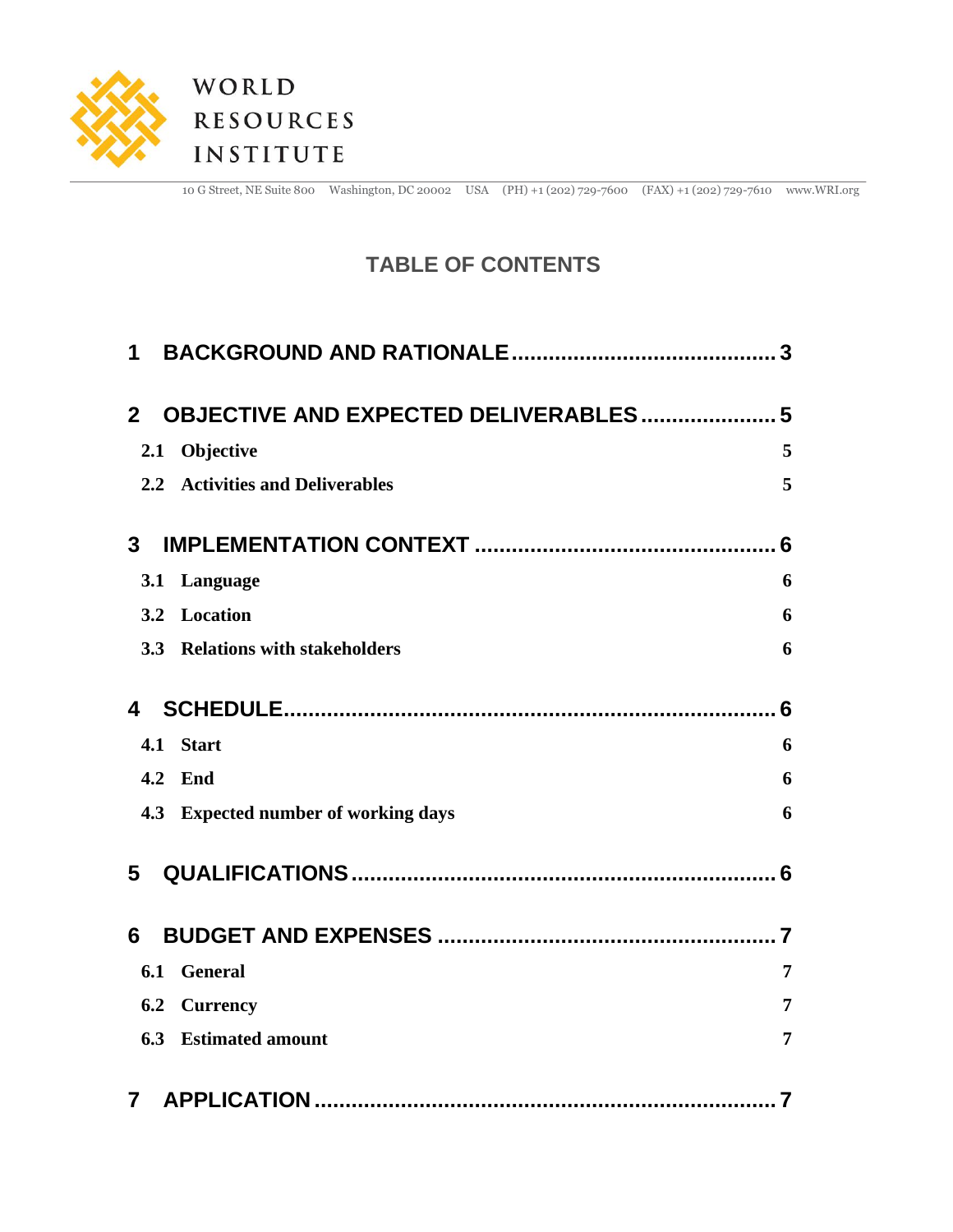WORLD RESOURCES INSTITUTE

10 G Street, NE Suite 800 Washington, DC 20002 USA (PH) +1 (202) 729-7600 (FAX) +1 (202) 729-7610 www.WRI.org

# TABLE OF CONTENTS

**1 BACKGROUND AND RATIONALE ........................................ 3**

**2 OBJECTIVE AND EXPECTED DELIVERABLES ..................... 5**

**2.1 Objective 5**

**2.2 Activities and Deliverables 5**

**3 IMPLEMENTATION CONTEXT ............................................... 6**

**3.1 Language 6**

**3.2 Location 6**

**3.3 Relations with stakeholders 6**

**4 SCHEDULE ................................................................................ 6**

**4.1 Start 6**

**4.2 End 6**

**4.3 Expected number of working days 6**

**5 QUALIFICATIONS ..................................................................... 6**

**6 BUDGET AND EXPENSES ....................................................... 7**

**6.1 General 7**

**6.2 Currency 7**

**6.3 Estimated amount 7**

**7 APPLICATION ........................................................................... 7**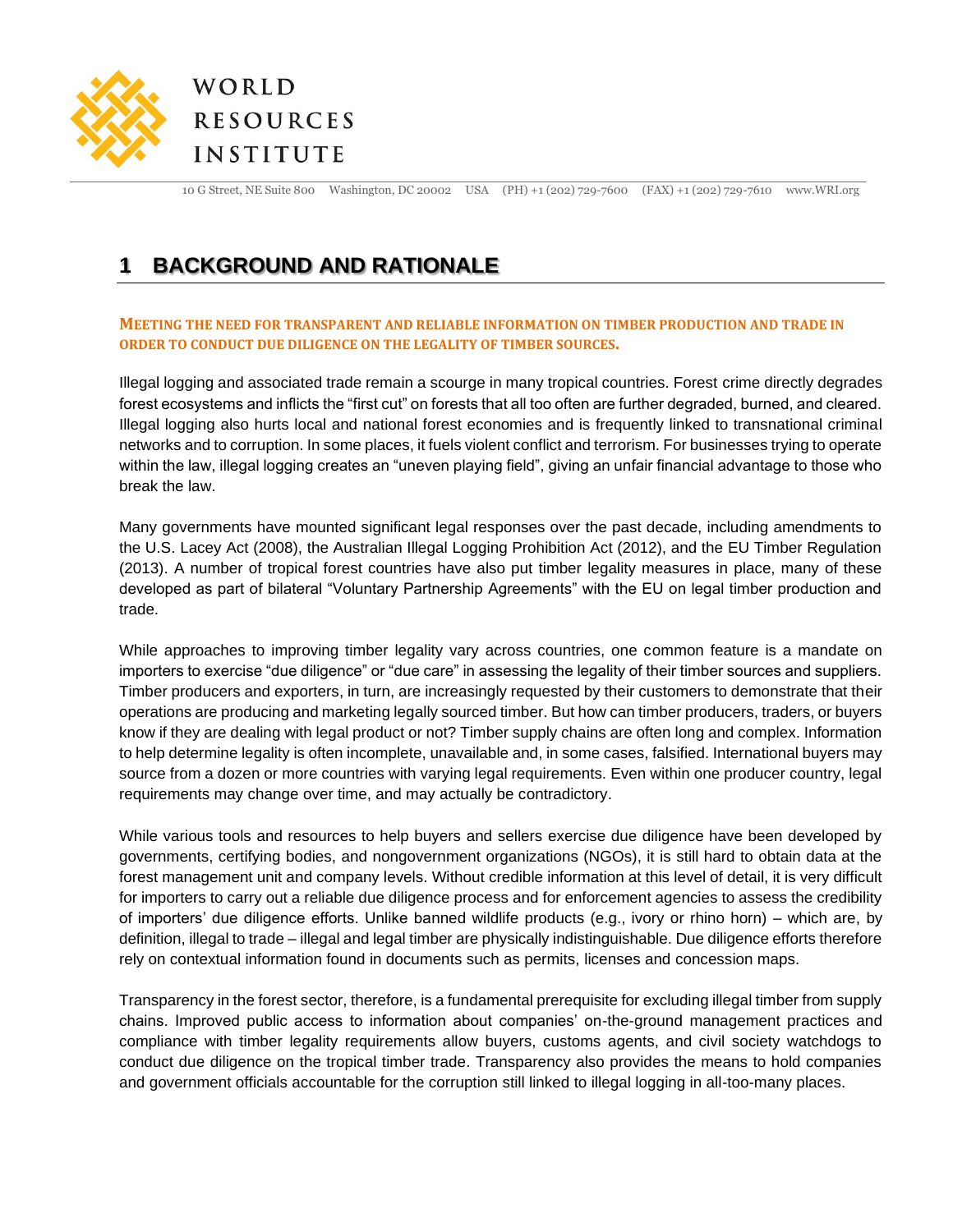# 1 BACKGROUND AND RATIONALE

**MEETING THE NEED FOR TRANSPARENT AND RELIABLE INFORMATION ON TIMBER PRODUCTION AND TRADE IN ORDER TO CONDUCT DUE DILIGENCE ON THE LEGALITY OF TIMBER SOURCES.**

Illegal logging and associated trade remain a scourge in many tropical countries. Forest crime directly degrades forest ecosystems and inflicts the "first cut" on forests that all too often are further degraded, burned, and cleared. Illegal logging also hurts local and national forest economies and is frequently linked to transnational criminal networks and to corruption. In some places, it fuels violent conflict and terrorism. For businesses trying to operate within the law, illegal logging creates an "uneven playing field", giving an unfair financial advantage to those who break the law.

Many governments have mounted significant legal responses over the past decade, including amendments to the U.S. Lacey Act (2008), the Australian Illegal Logging Prohibition Act (2012), and the EU Timber Regulation (2013). A number of tropical forest countries have also put timber legality measures in place, many of these developed as part of bilateral "Voluntary Partnership Agreements" with the EU on legal timber production and trade.

While approaches to improving timber legality vary across countries, one common feature is a mandate on importers to exercise "due diligence" or "due care" in assessing the legality of their timber sources and suppliers. Timber producers and exporters, in turn, are increasingly requested by their customers to demonstrate that their operations are producing and marketing legally sourced timber. But how can timber producers, traders, or buyers know if they are dealing with legal product or not? Timber supply chains are often long and complex. Information to help determine legality is often incomplete, unavailable and, in some cases, falsified. International buyers may source from a dozen or more countries with varying legal requirements. Even within one producer country, legal requirements may change over time, and may actually be contradictory.

While various tools and resources to help buyers and sellers exercise due diligence have been developed by governments, certifying bodies, and nongovernment organizations (NGOs), it is still hard to obtain data at the forest management unit and company levels. Without credible information at this level of detail, it is very difficult for importers to carry out a reliable due diligence process and for enforcement agencies to assess the credibility of importers' due diligence efforts. Unlike banned wildlife products (e.g., ivory or rhino horn) – which are, by definition, illegal to trade – illegal and legal timber are physically indistinguishable. Due diligence efforts therefore rely on contextual information found in documents such as permits, licenses and concession maps.

Transparency in the forest sector, therefore, is a fundamental prerequisite for excluding illegal timber from supply chains. Improved public access to information about companies' on-the-ground management practices and compliance with timber legality requirements allow buyers, customs agents, and civil society watchdogs to conduct due diligence on the tropical timber trade. Transparency also provides the means to hold companies and government officials accountable for the corruption still linked to illegal logging in all-too-many places.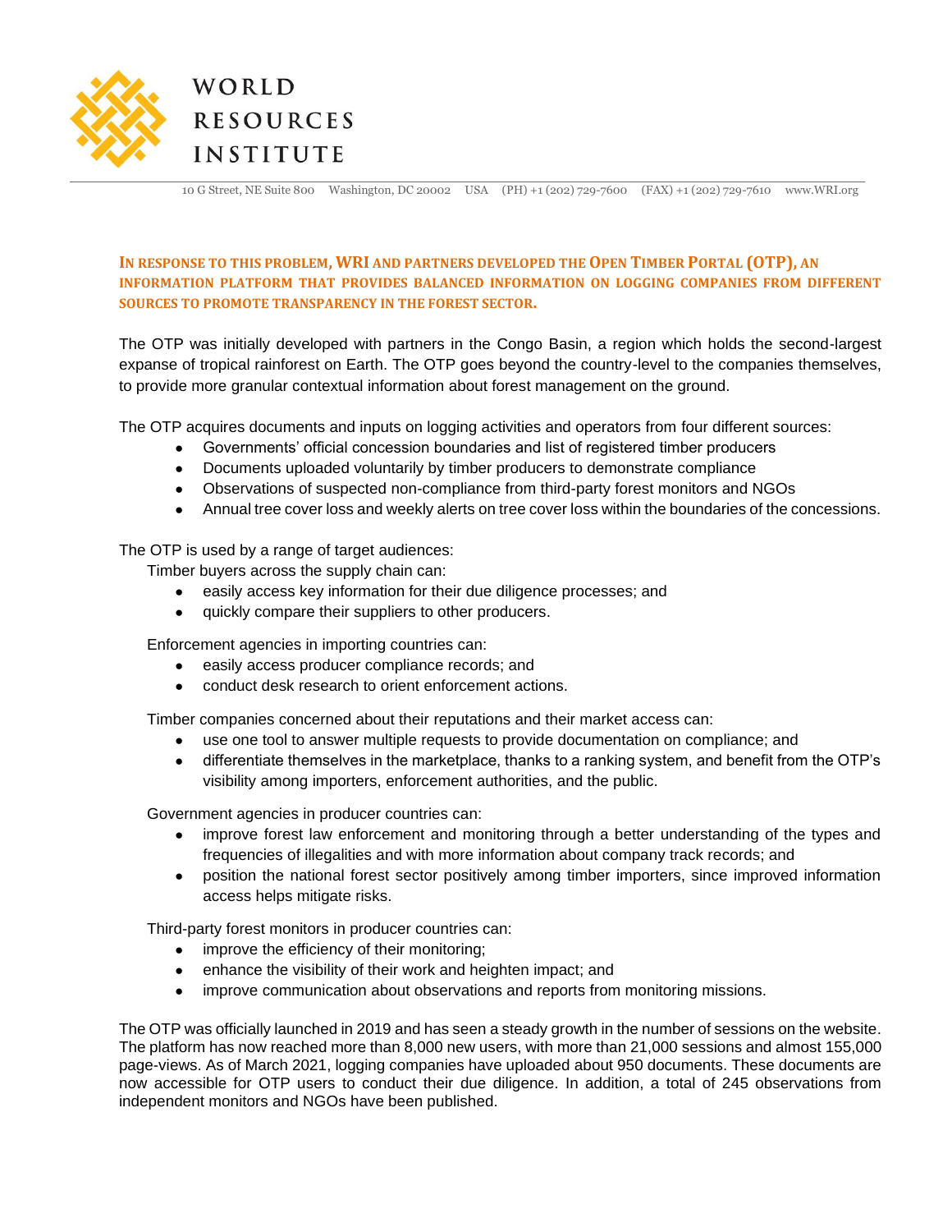**In response to this problem, WRI and partners developed the Open Timber Portal (OTP), an information platform that provides balanced information on logging companies from different sources to promote transparency in the forest sector.**

The OTP was initially developed with partners in the Congo Basin, a region which holds the second-largest expanse of tropical rainforest on Earth. The OTP goes beyond the country-level to the companies themselves, to provide more granular contextual information about forest management on the ground.

The OTP acquires documents and inputs on logging activities and operators from four different sources:

- Governments' official concession boundaries and list of registered timber producers
- Documents uploaded voluntarily by timber producers to demonstrate compliance
- Observations of suspected non-compliance from third-party forest monitors and NGOs
- Annual tree cover loss and weekly alerts on tree cover loss within the boundaries of the concessions.

The OTP is used by a range of target audiences:

Timber buyers across the supply chain can:

- easily access key information for their due diligence processes; and
- quickly compare their suppliers to other producers.

Enforcement agencies in importing countries can:

- easily access producer compliance records; and
- conduct desk research to orient enforcement actions.

Timber companies concerned about their reputations and their market access can:

- use one tool to answer multiple requests to provide documentation on compliance; and
- differentiate themselves in the marketplace, thanks to a ranking system, and benefit from the OTP's visibility among importers, enforcement authorities, and the public.

Government agencies in producer countries can:

- improve forest law enforcement and monitoring through a better understanding of the types and frequencies of illegalities and with more information about company track records; and
- position the national forest sector positively among timber importers, since improved information access helps mitigate risks.

Third-party forest monitors in producer countries can:

- improve the efficiency of their monitoring;
- enhance the visibility of their work and heighten impact; and
- improve communication about observations and reports from monitoring missions.

The OTP was officially launched in 2019 and has seen a steady growth in the number of sessions on the website. The platform has now reached more than 8,000 new users, with more than 21,000 sessions and almost 155,000 page-views. As of March 2021, logging companies have uploaded about 950 documents. These documents are now accessible for OTP users to conduct their due diligence. In addition, a total of 245 observations from independent monitors and NGOs have been published.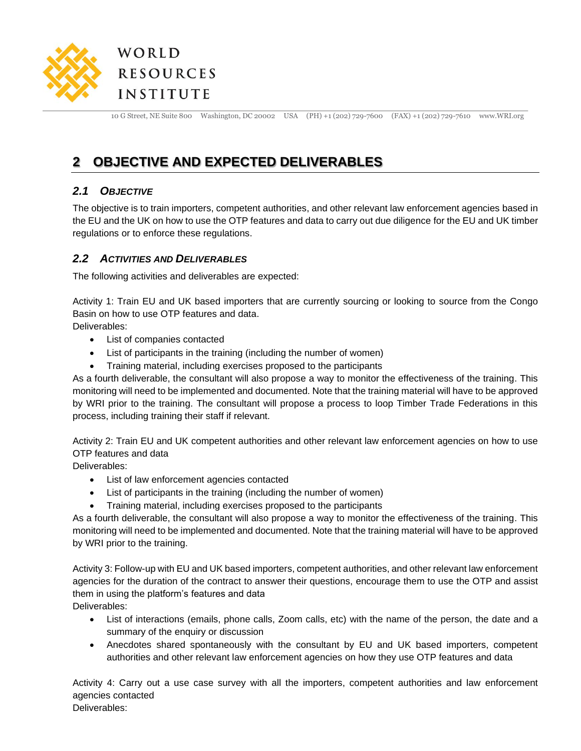## 2 OBJECTIVE AND EXPECTED DELIVERABLES

### 2.1 *Objective*

The objective is to train importers, competent authorities, and other relevant law enforcement agencies based in the EU and the UK on how to use the OTP features and data to carry out due diligence for the EU and UK timber regulations or to enforce these regulations.

### 2.2 *Activities and Deliverables*

The following activities and deliverables are expected:

Activity 1: Train EU and UK based importers that are currently sourcing or looking to source from the Congo Basin on how to use OTP features and data.
Deliverables:

- List of companies contacted
- List of participants in the training (including the number of women)
- Training material, including exercises proposed to the participants

As a fourth deliverable, the consultant will also propose a way to monitor the effectiveness of the training. This monitoring will need to be implemented and documented. Note that the training material will have to be approved by WRI prior to the training. The consultant will propose a process to loop Timber Trade Federations in this process, including training their staff if relevant.

Activity 2: Train EU and UK competent authorities and other relevant law enforcement agencies on how to use OTP features and data
Deliverables:

- List of law enforcement agencies contacted
- List of participants in the training (including the number of women)
- Training material, including exercises proposed to the participants

As a fourth deliverable, the consultant will also propose a way to monitor the effectiveness of the training. This monitoring will need to be implemented and documented. Note that the training material will have to be approved by WRI prior to the training.

Activity 3: Follow-up with EU and UK based importers, competent authorities, and other relevant law enforcement agencies for the duration of the contract to answer their questions, encourage them to use the OTP and assist them in using the platform's features and data
Deliverables:

- List of interactions (emails, phone calls, Zoom calls, etc) with the name of the person, the date and a summary of the enquiry or discussion
- Anecdotes shared spontaneously with the consultant by EU and UK based importers, competent authorities and other relevant law enforcement agencies on how they use OTP features and data

Activity 4: Carry out a use case survey with all the importers, competent authorities and law enforcement agencies contacted
Deliverables: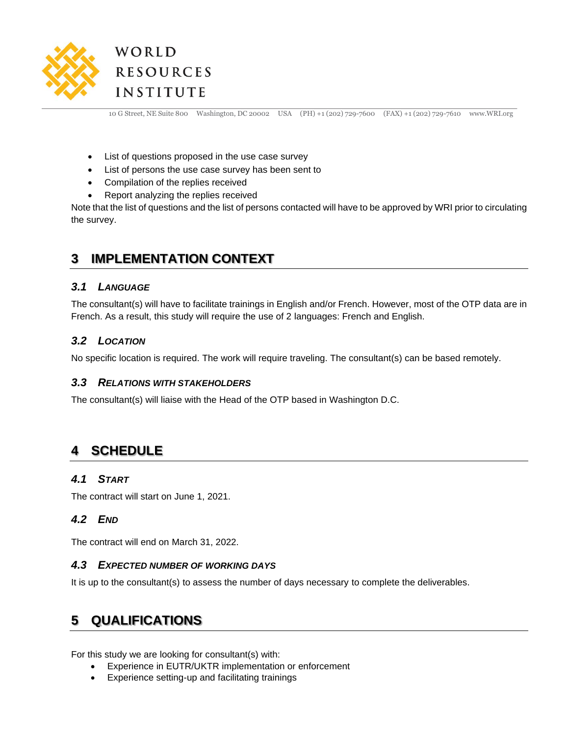- List of questions proposed in the use case survey
- List of persons the use case survey has been sent to
- Compilation of the replies received
- Report analyzing the replies received

Note that the list of questions and the list of persons contacted will have to be approved by WRI prior to circulating the survey.

# 3 IMPLEMENTATION CONTEXT

## 3.1 *LANGUAGE*

The consultant(s) will have to facilitate trainings in English and/or French. However, most of the OTP data are in French. As a result, this study will require the use of 2 languages: French and English.

## 3.2 *LOCATION*

No specific location is required. The work will require traveling. The consultant(s) can be based remotely.

## 3.3 *RELATIONS WITH STAKEHOLDERS*

The consultant(s) will liaise with the Head of the OTP based in Washington D.C.

# 4 SCHEDULE

## 4.1 *START*

The contract will start on June 1, 2021.

## 4.2 *END*

The contract will end on March 31, 2022.

## 4.3 *EXPECTED NUMBER OF WORKING DAYS*

It is up to the consultant(s) to assess the number of days necessary to complete the deliverables.

# 5 QUALIFICATIONS

For this study we are looking for consultant(s) with:

- Experience in EUTR/UKTR implementation or enforcement
- Experience setting-up and facilitating trainings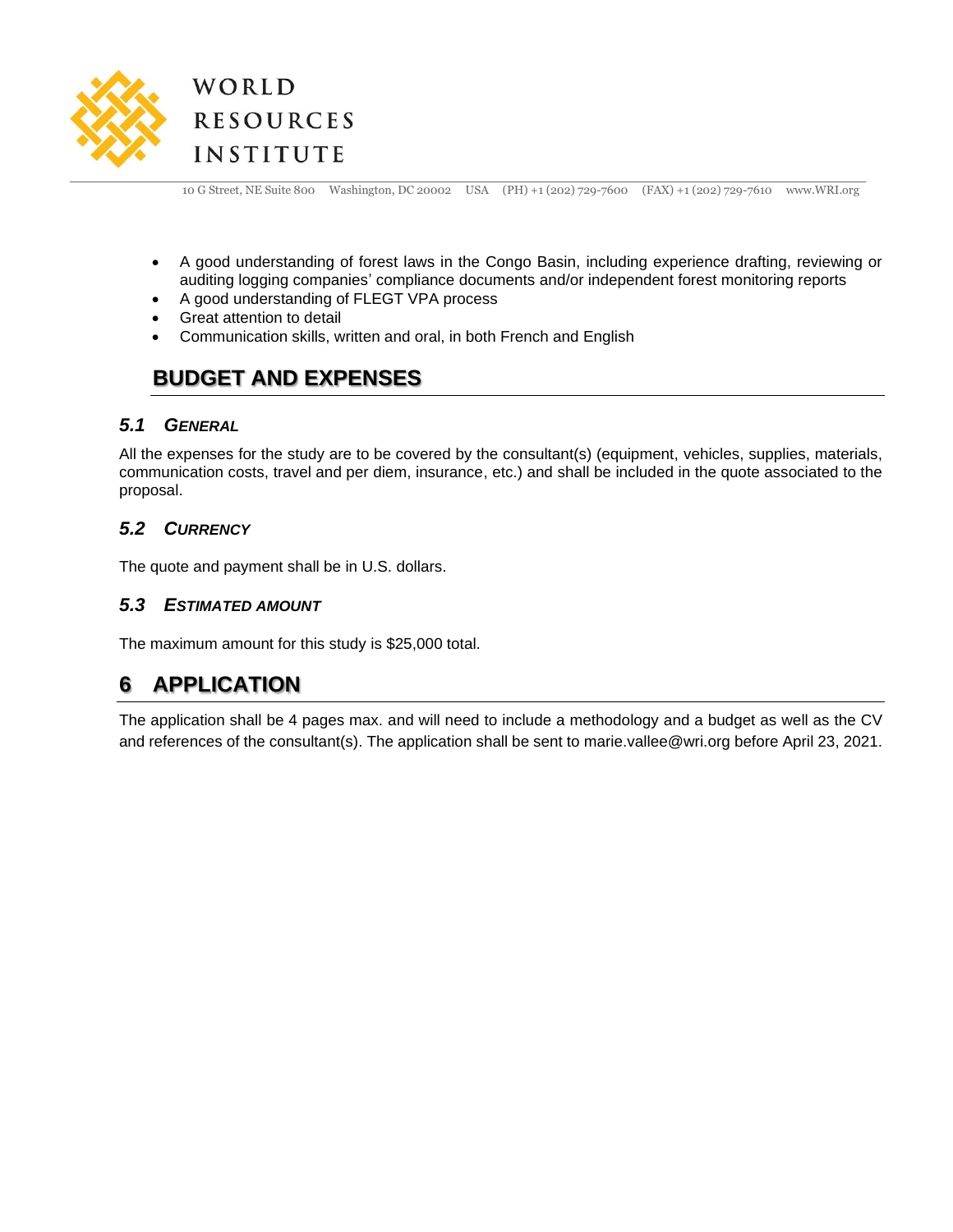- A good understanding of forest laws in the Congo Basin, including experience drafting, reviewing or auditing logging companies' compliance documents and/or independent forest monitoring reports
- A good understanding of FLEGT VPA process
- Great attention to detail
- Communication skills, written and oral, in both French and English

# BUDGET AND EXPENSES

## 5.1 GENERAL

All the expenses for the study are to be covered by the consultant(s) (equipment, vehicles, supplies, materials, communication costs, travel and per diem, insurance, etc.) and shall be included in the quote associated to the proposal.

## 5.2 CURRENCY

The quote and payment shall be in U.S. dollars.

## 5.3 ESTIMATED AMOUNT

The maximum amount for this study is $25,000 total.

# 6 APPLICATION

The application shall be 4 pages max. and will need to include a methodology and a budget as well as the CV and references of the consultant(s). The application shall be sent to marie.vallee@wri.org before April 23, 2021.